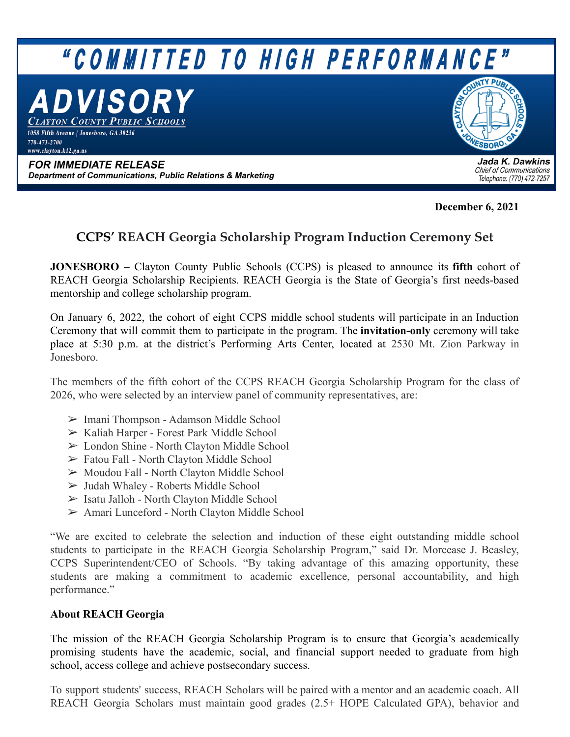# "COMMITTED TO HIGH PERFORMANCE"

# ADVISORY

**Clayton County Public Schools**
1058 Fifth Avenue | Jonesboro, GA 30236
770-473-2700
www.clayton.k12.ga.us

**FOR IMMEDIATE RELEASE**
**Department of Communications, Public Relations & Marketing**

**Jada K. Dawkins**
*Chief of Communications*
*Telephone: (770) 472-7257*

**December 6, 2021**

## CCPS' REACH Georgia Scholarship Program Induction Ceremony Set

**JONESBORO –** Clayton County Public Schools (CCPS) is pleased to announce its **fifth** cohort of REACH Georgia Scholarship Recipients. REACH Georgia is the State of Georgia's first needs-based mentorship and college scholarship program.

On January 6, 2022, the cohort of eight CCPS middle school students will participate in an Induction Ceremony that will commit them to participate in the program. The **invitation-only** ceremony will take place at 5:30 p.m. at the district's Performing Arts Center, located at 2530 Mt. Zion Parkway in Jonesboro.

The members of the fifth cohort of the CCPS REACH Georgia Scholarship Program for the class of 2026, who were selected by an interview panel of community representatives, are:

- Imani Thompson - Adamson Middle School
- Kaliah Harper - Forest Park Middle School
- London Shine - North Clayton Middle School
- Fatou Fall - North Clayton Middle School
- Moudou Fall - North Clayton Middle School
- Judah Whaley - Roberts Middle School
- Isatu Jalloh - North Clayton Middle School
- Amari Lunceford - North Clayton Middle School

"We are excited to celebrate the selection and induction of these eight outstanding middle school students to participate in the REACH Georgia Scholarship Program," said Dr. Morcease J. Beasley, CCPS Superintendent/CEO of Schools. "By taking advantage of this amazing opportunity, these students are making a commitment to academic excellence, personal accountability, and high performance."

**About REACH Georgia**

The mission of the REACH Georgia Scholarship Program is to ensure that Georgia's academically promising students have the academic, social, and financial support needed to graduate from high school, access college and achieve postsecondary success.

To support students' success, REACH Scholars will be paired with a mentor and an academic coach. All REACH Georgia Scholars must maintain good grades (2.5+ HOPE Calculated GPA), behavior and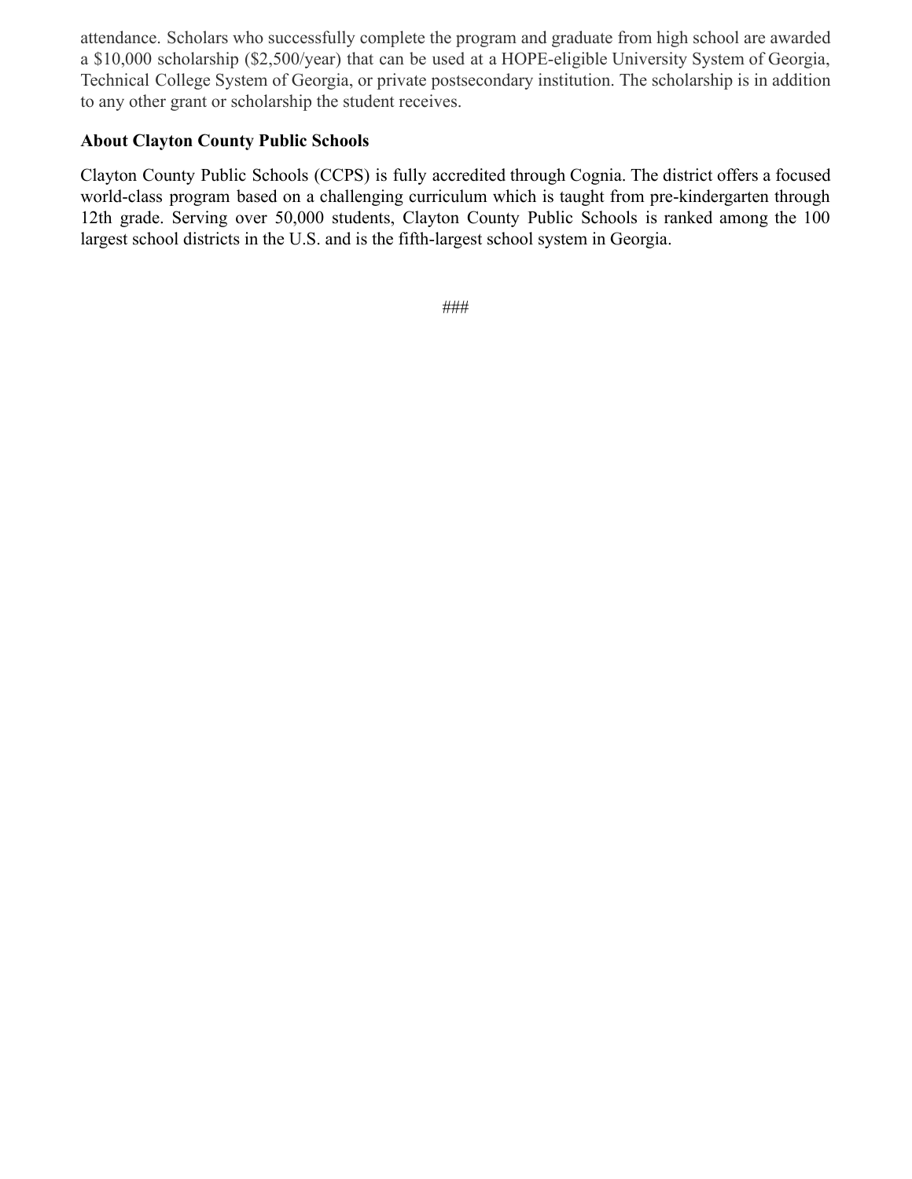attendance. Scholars who successfully complete the program and graduate from high school are awarded a $10,000 scholarship ($2,500/year) that can be used at a HOPE-eligible University System of Georgia, Technical College System of Georgia, or private postsecondary institution. The scholarship is in addition to any other grant or scholarship the student receives.

**About Clayton County Public Schools**

Clayton County Public Schools (CCPS) is fully accredited through Cognia. The district offers a focused world-class program based on a challenging curriculum which is taught from pre-kindergarten through 12th grade. Serving over 50,000 students, Clayton County Public Schools is ranked among the 100 largest school districts in the U.S. and is the fifth-largest school system in Georgia.

###